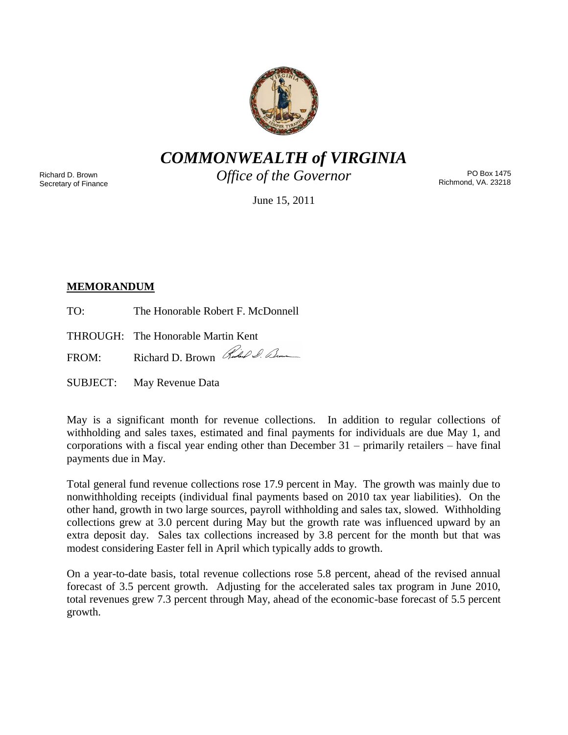# *COMMONWEALTH of VIRGINIA*

*Office of the Governor*

Richard D. Brown
Secretary of Finance

PO Box 1475
Richmond, VA. 23218

June 15, 2011

**MEMORANDUM**

TO: The Honorable Robert F. McDonnell

THROUGH: The Honorable Martin Kent

FROM: Richard D. Brown

SUBJECT: May Revenue Data

May is a significant month for revenue collections. In addition to regular collections of withholding and sales taxes, estimated and final payments for individuals are due May 1, and corporations with a fiscal year ending other than December 31 – primarily retailers – have final payments due in May.

Total general fund revenue collections rose 17.9 percent in May. The growth was mainly due to nonwithholding receipts (individual final payments based on 2010 tax year liabilities). On the other hand, growth in two large sources, payroll withholding and sales tax, slowed. Withholding collections grew at 3.0 percent during May but the growth rate was influenced upward by an extra deposit day. Sales tax collections increased by 3.8 percent for the month but that was modest considering Easter fell in April which typically adds to growth.

On a year-to-date basis, total revenue collections rose 5.8 percent, ahead of the revised annual forecast of 3.5 percent growth. Adjusting for the accelerated sales tax program in June 2010, total revenues grew 7.3 percent through May, ahead of the economic-base forecast of 5.5 percent growth.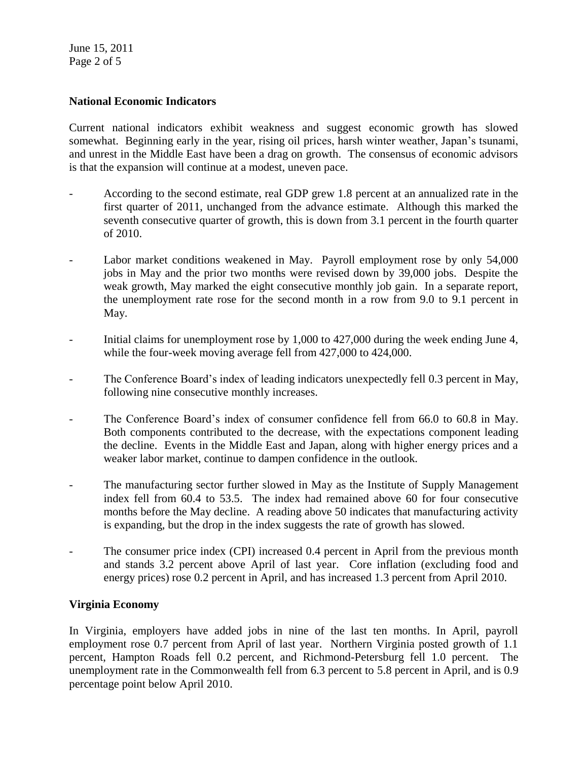**National Economic Indicators**

Current national indicators exhibit weakness and suggest economic growth has slowed somewhat. Beginning early in the year, rising oil prices, harsh winter weather, Japan's tsunami, and unrest in the Middle East have been a drag on growth. The consensus of economic advisors is that the expansion will continue at a modest, uneven pace.

- According to the second estimate, real GDP grew 1.8 percent at an annualized rate in the first quarter of 2011, unchanged from the advance estimate. Although this marked the seventh consecutive quarter of growth, this is down from 3.1 percent in the fourth quarter of 2010.

- Labor market conditions weakened in May. Payroll employment rose by only 54,000 jobs in May and the prior two months were revised down by 39,000 jobs. Despite the weak growth, May marked the eight consecutive monthly job gain. In a separate report, the unemployment rate rose for the second month in a row from 9.0 to 9.1 percent in May.

- Initial claims for unemployment rose by 1,000 to 427,000 during the week ending June 4, while the four-week moving average fell from 427,000 to 424,000.

- The Conference Board's index of leading indicators unexpectedly fell 0.3 percent in May, following nine consecutive monthly increases.

- The Conference Board's index of consumer confidence fell from 66.0 to 60.8 in May. Both components contributed to the decrease, with the expectations component leading the decline. Events in the Middle East and Japan, along with higher energy prices and a weaker labor market, continue to dampen confidence in the outlook.

- The manufacturing sector further slowed in May as the Institute of Supply Management index fell from 60.4 to 53.5. The index had remained above 60 for four consecutive months before the May decline. A reading above 50 indicates that manufacturing activity is expanding, but the drop in the index suggests the rate of growth has slowed.

- The consumer price index (CPI) increased 0.4 percent in April from the previous month and stands 3.2 percent above April of last year. Core inflation (excluding food and energy prices) rose 0.2 percent in April, and has increased 1.3 percent from April 2010.

**Virginia Economy**

In Virginia, employers have added jobs in nine of the last ten months. In April, payroll employment rose 0.7 percent from April of last year. Northern Virginia posted growth of 1.1 percent, Hampton Roads fell 0.2 percent, and Richmond-Petersburg fell 1.0 percent. The unemployment rate in the Commonwealth fell from 6.3 percent to 5.8 percent in April, and is 0.9 percentage point below April 2010.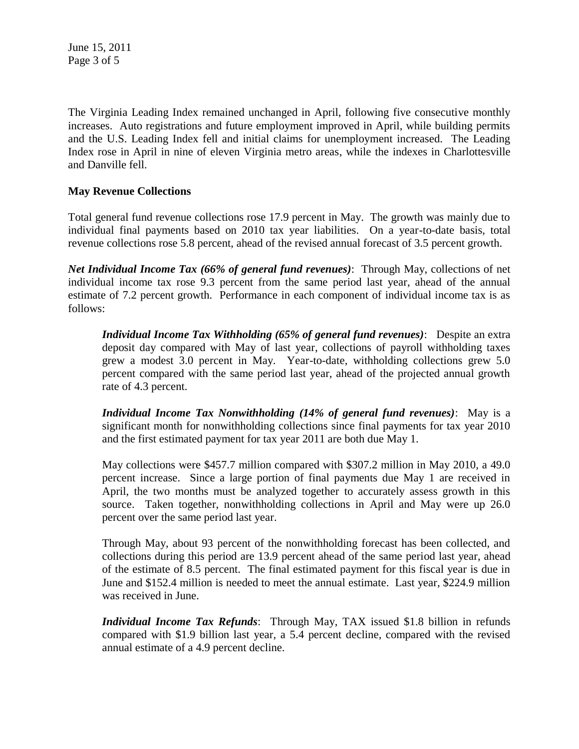The Virginia Leading Index remained unchanged in April, following five consecutive monthly increases. Auto registrations and future employment improved in April, while building permits and the U.S. Leading Index fell and initial claims for unemployment increased. The Leading Index rose in April in nine of eleven Virginia metro areas, while the indexes in Charlottesville and Danville fell.

**May Revenue Collections**

Total general fund revenue collections rose 17.9 percent in May. The growth was mainly due to individual final payments based on 2010 tax year liabilities. On a year-to-date basis, total revenue collections rose 5.8 percent, ahead of the revised annual forecast of 3.5 percent growth.

***Net Individual Income Tax (66% of general fund revenues)***: Through May, collections of net individual income tax rose 9.3 percent from the same period last year, ahead of the annual estimate of 7.2 percent growth. Performance in each component of individual income tax is as follows:

> ***Individual Income Tax Withholding (65% of general fund revenues)***: Despite an extra deposit day compared with May of last year, collections of payroll withholding taxes grew a modest 3.0 percent in May. Year-to-date, withholding collections grew 5.0 percent compared with the same period last year, ahead of the projected annual growth rate of 4.3 percent.
>
> ***Individual Income Tax Nonwithholding (14% of general fund revenues)***: May is a significant month for nonwithholding collections since final payments for tax year 2010 and the first estimated payment for tax year 2011 are both due May 1.
>
> May collections were $457.7 million compared with $307.2 million in May 2010, a 49.0 percent increase. Since a large portion of final payments due May 1 are received in April, the two months must be analyzed together to accurately assess growth in this source. Taken together, nonwithholding collections in April and May were up 26.0 percent over the same period last year.
>
> Through May, about 93 percent of the nonwithholding forecast has been collected, and collections during this period are 13.9 percent ahead of the same period last year, ahead of the estimate of 8.5 percent. The final estimated payment for this fiscal year is due in June and $152.4 million is needed to meet the annual estimate. Last year, $224.9 million was received in June.
>
> ***Individual Income Tax Refunds***: Through May, TAX issued $1.8 billion in refunds compared with $1.9 billion last year, a 5.4 percent decline, compared with the revised annual estimate of a 4.9 percent decline.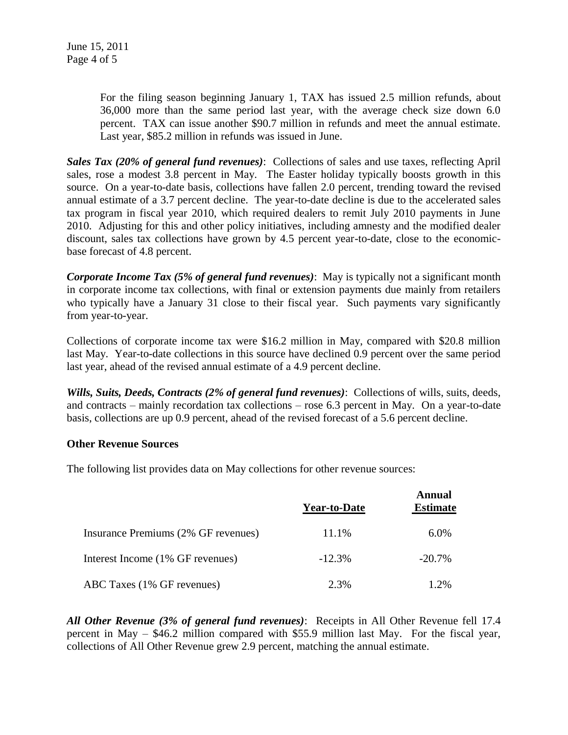For the filing season beginning January 1, TAX has issued 2.5 million refunds, about 36,000 more than the same period last year, with the average check size down 6.0 percent. TAX can issue another \$90.7 million in refunds and meet the annual estimate. Last year, \$85.2 million in refunds was issued in June.

***Sales Tax (20% of general fund revenues)***: Collections of sales and use taxes, reflecting April sales, rose a modest 3.8 percent in May. The Easter holiday typically boosts growth in this source. On a year-to-date basis, collections have fallen 2.0 percent, trending toward the revised annual estimate of a 3.7 percent decline. The year-to-date decline is due to the accelerated sales tax program in fiscal year 2010, which required dealers to remit July 2010 payments in June 2010. Adjusting for this and other policy initiatives, including amnesty and the modified dealer discount, sales tax collections have grown by 4.5 percent year-to-date, close to the economic-base forecast of 4.8 percent.

***Corporate Income Tax (5% of general fund revenues)***: May is typically not a significant month in corporate income tax collections, with final or extension payments due mainly from retailers who typically have a January 31 close to their fiscal year. Such payments vary significantly from year-to-year.

Collections of corporate income tax were \$16.2 million in May, compared with \$20.8 million last May. Year-to-date collections in this source have declined 0.9 percent over the same period last year, ahead of the revised annual estimate of a 4.9 percent decline.

***Wills, Suits, Deeds, Contracts (2% of general fund revenues)***: Collections of wills, suits, deeds, and contracts – mainly recordation tax collections – rose 6.3 percent in May. On a year-to-date basis, collections are up 0.9 percent, ahead of the revised forecast of a 5.6 percent decline.

**Other Revenue Sources**

The following list provides data on May collections for other revenue sources:

| | Year-to-Date | Annual Estimate |
|---|---|---|
| Insurance Premiums (2% GF revenues) | 11.1% | 6.0% |
| Interest Income (1% GF revenues) | -12.3% | -20.7% |
| ABC Taxes (1% GF revenues) | 2.3% | 1.2% |

***All Other Revenue (3% of general fund revenues)***: Receipts in All Other Revenue fell 17.4 percent in May – \$46.2 million compared with \$55.9 million last May. For the fiscal year, collections of All Other Revenue grew 2.9 percent, matching the annual estimate.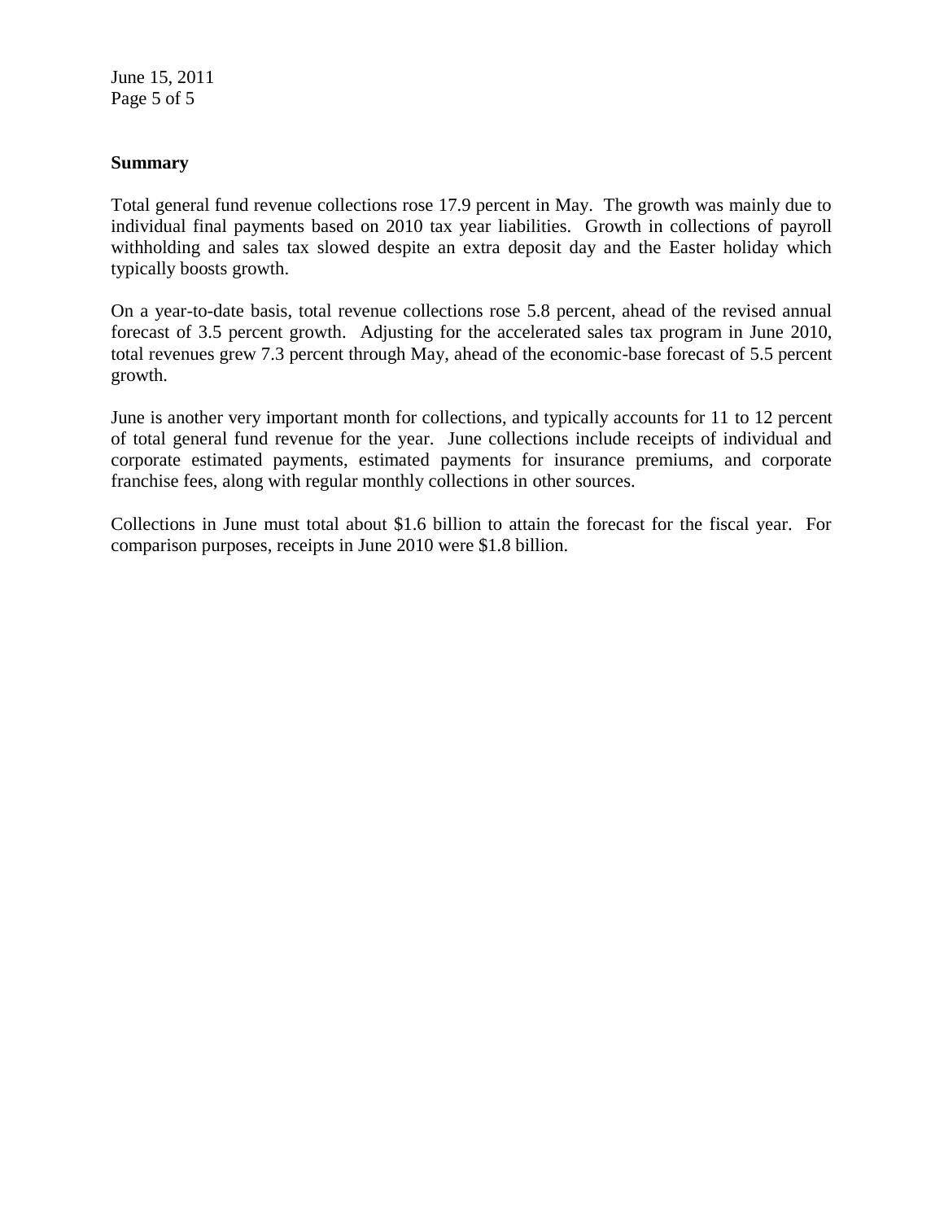## Summary

Total general fund revenue collections rose 17.9 percent in May. The growth was mainly due to individual final payments based on 2010 tax year liabilities. Growth in collections of payroll withholding and sales tax slowed despite an extra deposit day and the Easter holiday which typically boosts growth.

On a year-to-date basis, total revenue collections rose 5.8 percent, ahead of the revised annual forecast of 3.5 percent growth. Adjusting for the accelerated sales tax program in June 2010, total revenues grew 7.3 percent through May, ahead of the economic-base forecast of 5.5 percent growth.

June is another very important month for collections, and typically accounts for 11 to 12 percent of total general fund revenue for the year. June collections include receipts of individual and corporate estimated payments, estimated payments for insurance premiums, and corporate franchise fees, along with regular monthly collections in other sources.

Collections in June must total about $1.6 billion to attain the forecast for the fiscal year. For comparison purposes, receipts in June 2010 were $1.8 billion.